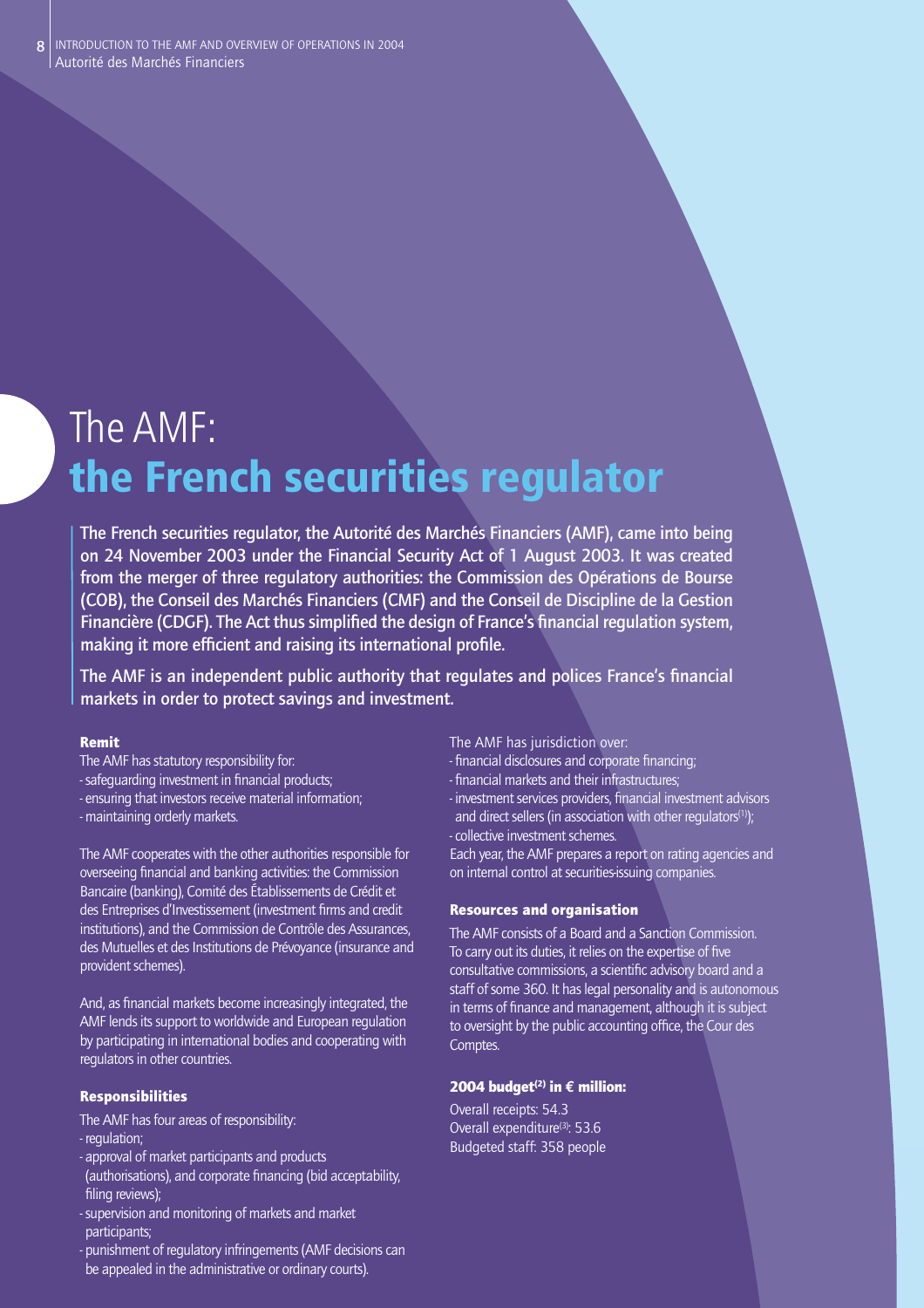# The AMF: the French securities regulator

**The French securities regulator, the Autorité des Marchés Financiers (AMF), came into being on 24 November 2003 under the Financial Security Act of 1 August 2003. It was created from the merger of three regulatory authorities: the Commission des Opérations de Bourse (COB), the Conseil des Marchés Financiers (CMF) and the Conseil de Discipline de la Gestion Financière (CDGF). The Act thus simplified the design of France's financial regulation system, making it more efficient and raising its international profile.**

**The AMF is an independent public authority that regulates and polices France's financial markets in order to protect savings and investment.**

### Remit

The AMF has statutory responsibility for:

- safeguarding investment in financial products;
- ensuring that investors receive material information;
- maintaining orderly markets.

The AMF cooperates with the other authorities responsible for overseeing financial and banking activities: the Commission Bancaire (banking), Comité des Établissements de Crédit et des Entreprises d'Investissement (investment firms and credit institutions), and the Commission de Contrôle des Assurances, des Mutuelles et des Institutions de Prévoyance (insurance and provident schemes).

And, as financial markets become increasingly integrated, the AMF lends its support to worldwide and European regulation by participating in international bodies and cooperating with regulators in other countries.

### Responsibilities

The AMF has four areas of responsibility:

- regulation;
- approval of market participants and products (authorisations), and corporate financing (bid acceptability, filing reviews);
- supervision and monitoring of markets and market participants;
- punishment of regulatory infringements (AMF decisions can be appealed in the administrative or ordinary courts).

The AMF has jurisdiction over:

- financial disclosures and corporate financing;
- financial markets and their infrastructures;
- investment services providers, financial investment advisors and direct sellers (in association with other regulators[1]);
- collective investment schemes.

Each year, the AMF prepares a report on rating agencies and on internal control at securities-issuing companies.

### Resources and organisation

The AMF consists of a Board and a Sanction Commission. To carry out its duties, it relies on the expertise of five consultative commissions, a scientific advisory board and a staff of some 360. It has legal personality and is autonomous in terms of finance and management, although it is subject to oversight by the public accounting office, the Cour des Comptes.

### 2004 budget[2] in € million:

Overall receipts: 54.3
Overall expenditure[3]: 53.6
Budgeted staff: 358 people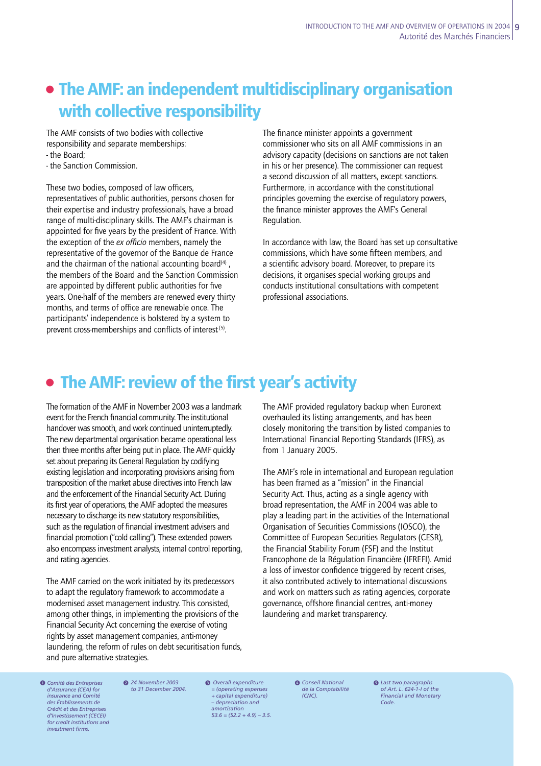# The AMF: an independent multidisciplinary organisation with collective responsibility

The AMF consists of two bodies with collective responsibility and separate memberships:
- the Board;
- the Sanction Commission.

These two bodies, composed of law officers, representatives of public authorities, persons chosen for their expertise and industry professionals, have a broad range of multi-disciplinary skills. The AMF's chairman is appointed for five years by the president of France. With the exception of the *ex officio* members, namely the representative of the governor of the Banque de France and the chairman of the national accounting board[4], the members of the Board and the Sanction Commission are appointed by different public authorities for five years. One-half of the members are renewed every thirty months, and terms of office are renewable once. The participants' independence is bolstered by a system to prevent cross-memberships and conflicts of interest[5].

The finance minister appoints a government commissioner who sits on all AMF commissions in an advisory capacity (decisions on sanctions are not taken in his or her presence). The commissioner can request a second discussion of all matters, except sanctions. Furthermore, in accordance with the constitutional principles governing the exercise of regulatory powers, the finance minister approves the AMF's General Regulation.

In accordance with law, the Board has set up consultative commissions, which have some fifteen members, and a scientific advisory board. Moreover, to prepare its decisions, it organises special working groups and conducts institutional consultations with competent professional associations.

# The AMF: review of the first year's activity

The formation of the AMF in November 2003 was a landmark event for the French financial community. The institutional handover was smooth, and work continued uninterruptedly. The new departmental organisation became operational less then three months after being put in place. The AMF quickly set about preparing its General Regulation by codifying existing legislation and incorporating provisions arising from transposition of the market abuse directives into French law and the enforcement of the Financial Security Act. During its first year of operations, the AMF adopted the measures necessary to discharge its new statutory responsibilities, such as the regulation of financial investment advisers and financial promotion ("cold calling"). These extended powers also encompass investment analysts, internal control reporting, and rating agencies.

The AMF carried on the work initiated by its predecessors to adapt the regulatory framework to accommodate a modernised asset management industry. This consisted, among other things, in implementing the provisions of the Financial Security Act concerning the exercise of voting rights by asset management companies, anti-money laundering, the reform of rules on debt securitisation funds, and pure alternative strategies.

The AMF provided regulatory backup when Euronext overhauled its listing arrangements, and has been closely monitoring the transition by listed companies to International Financial Reporting Standards (IFRS), as from 1 January 2005.

The AMF's role in international and European regulation has been framed as a "mission" in the Financial Security Act. Thus, acting as a single agency with broad representation, the AMF in 2004 was able to play a leading part in the activities of the International Organisation of Securities Commissions (IOSCO), the Committee of European Securities Regulators (CESR), the Financial Stability Forum (FSF) and the Institut Francophone de la Régulation Financière (IFREFI). Amid a loss of investor confidence triggered by recent crises, it also contributed actively to international discussions and work on matters such as rating agencies, corporate governance, offshore financial centres, anti-money laundering and market transparency.

---

1. *Comité des Entreprises d'Assurance (CEA) for insurance and Comité des Établissements de Crédit et des Entreprises d'Investissement (CECEI) for credit institutions and investment firms.*
2. *24 November 2003 to 31 December 2004.*
3. *Overall expenditure = (operating expenses + capital expenditure) – depreciation and amortisation 53.6 = (52.2 + 4.9) – 3.5.*
4. *Conseil National de la Comptabilité (CNC).*
5. *Last two paragraphs of Art. L. 624-1-I of the Financial and Monetary Code.*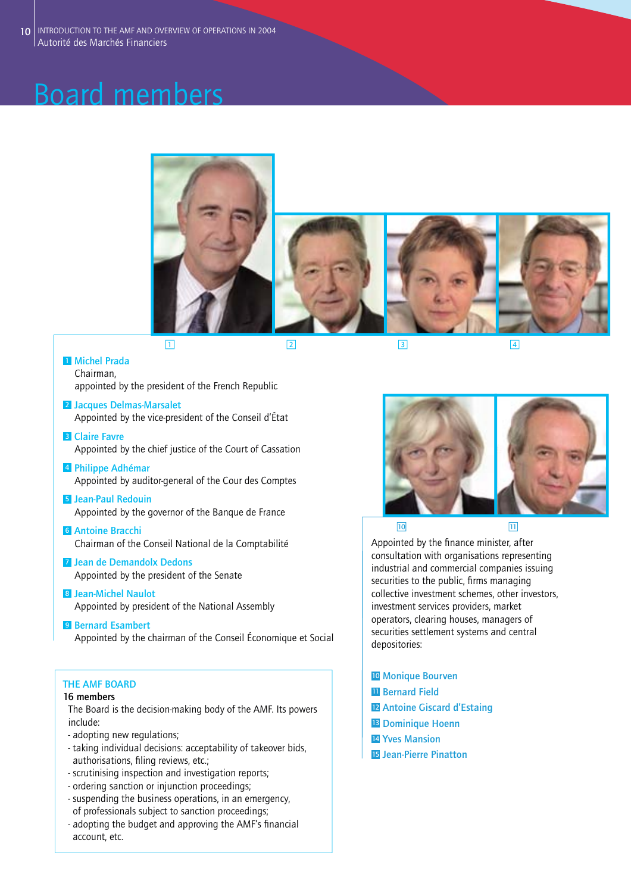# Board members

1 **Michel Prada**
Chairman,
appointed by the president of the French Republic

2 **Jacques Delmas-Marsalet**
Appointed by the vice-president of the Conseil d'État

3 **Claire Favre**
Appointed by the chief justice of the Court of Cassation

4 **Philippe Adhémar**
Appointed by auditor-general of the Cour des Comptes

5 **Jean-Paul Redouin**
Appointed by the governor of the Banque de France

6 **Antoine Bracchi**
Chairman of the Conseil National de la Comptabilité

7 **Jean de Demandolx Dedons**
Appointed by the president of the Senate

8 **Jean-Michel Naulot**
Appointed by president of the National Assembly

9 **Bernard Esambert**
Appointed by the chairman of the Conseil Économique et Social

Appointed by the finance minister, after consultation with organisations representing industrial and commercial companies issuing securities to the public, firms managing collective investment schemes, other investors, investment services providers, market operators, clearing houses, managers of securities settlement systems and central depositories:

10 **Monique Bourven**
11 **Bernard Field**
12 **Antoine Giscard d'Estaing**
13 **Dominique Hoenn**
14 **Yves Mansion**
15 **Jean-Pierre Pinatton**

## THE AMF BOARD

**16 members**

The Board is the decision-making body of the AMF. Its powers include:

- adopting new regulations;
- taking individual decisions: acceptability of takeover bids, authorisations, filing reviews, etc.;
- scrutinising inspection and investigation reports;
- ordering sanction or injunction proceedings;
- suspending the business operations, in an emergency, of professionals subject to sanction proceedings;
- adopting the budget and approving the AMF's financial account, etc.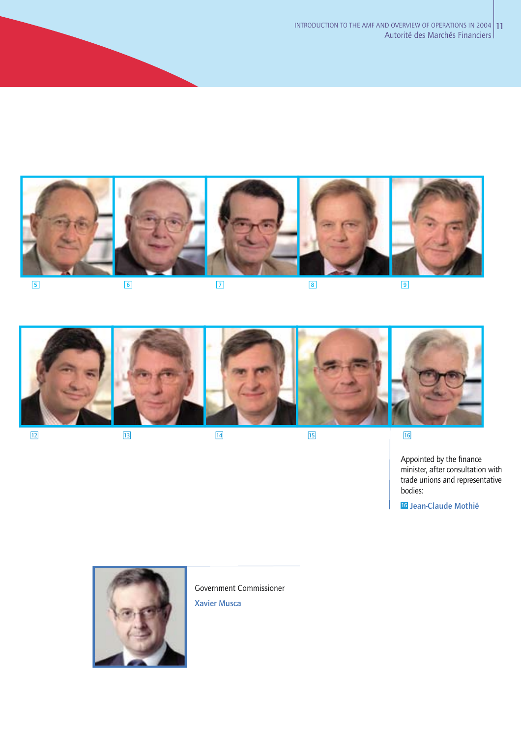5 6 7 8 9

12 13 14 15 16

Appointed by the finance minister, after consultation with trade unions and representative bodies:

16 **Jean-Claude Mothié**

Government Commissioner

**Xavier Musca**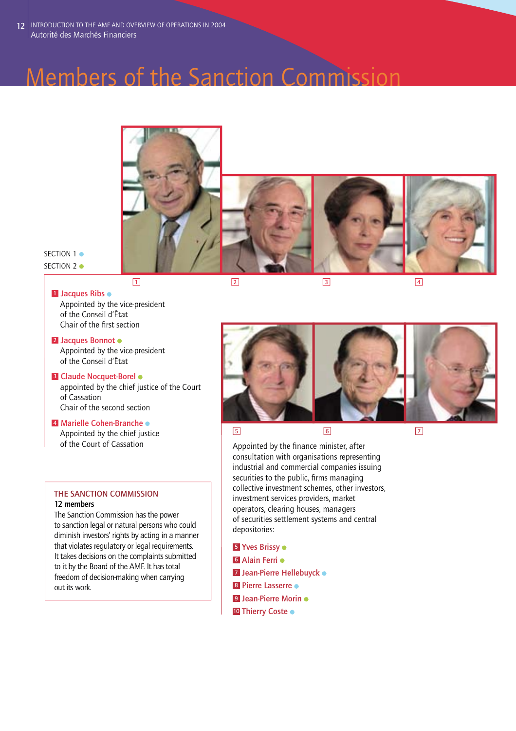# Members of the Sanction Commission

SECTION 1 ●
SECTION 2 ●

**1 Jacques Ribs** ●
Appointed by the vice-president of the Conseil d'État
Chair of the first section

**2 Jacques Bonnot** ●
Appointed by the vice-president of the Conseil d'État

**3 Claude Nocquet-Borel** ●
appointed by the chief justice of the Court of Cassation
Chair of the second section

**4 Marielle Cohen-Branche** ●
Appointed by the chief justice of the Court of Cassation

Appointed by the finance minister, after consultation with organisations representing industrial and commercial companies issuing securities to the public, firms managing collective investment schemes, other investors, investment services providers, market operators, clearing houses, managers of securities settlement systems and central depositories:

**5 Yves Brissy** ●
**6 Alain Ferri** ●
**7 Jean-Pierre Hellebuyck** ●
**8 Pierre Lasserre** ●
**9 Jean-Pierre Morin** ●
**10 Thierry Coste** ●

## THE SANCTION COMMISSION

**12 members**

The Sanction Commission has the power to sanction legal or natural persons who could diminish investors' rights by acting in a manner that violates regulatory or legal requirements. It takes decisions on the complaints submitted to it by the Board of the AMF. It has total freedom of decision-making when carrying out its work.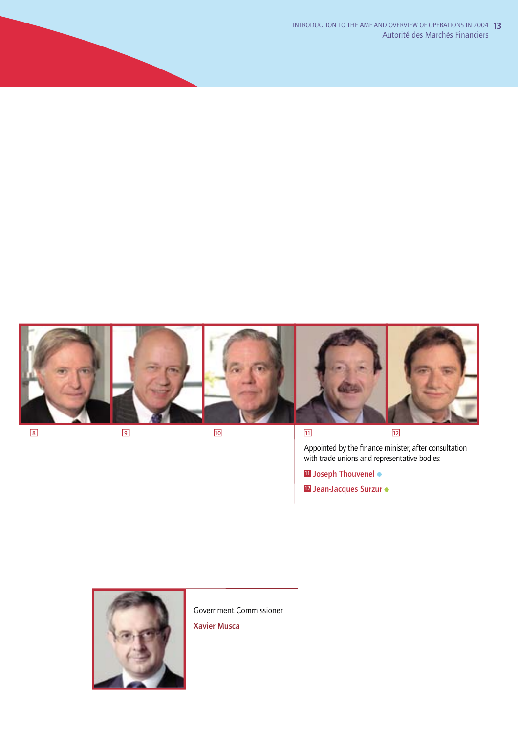8 9 10 11 12

Appointed by the finance minister, after consultation with trade unions and representative bodies:

11 **Joseph Thouvenel**

12 **Jean-Jacques Surzur**

Government Commissioner

**Xavier Musca**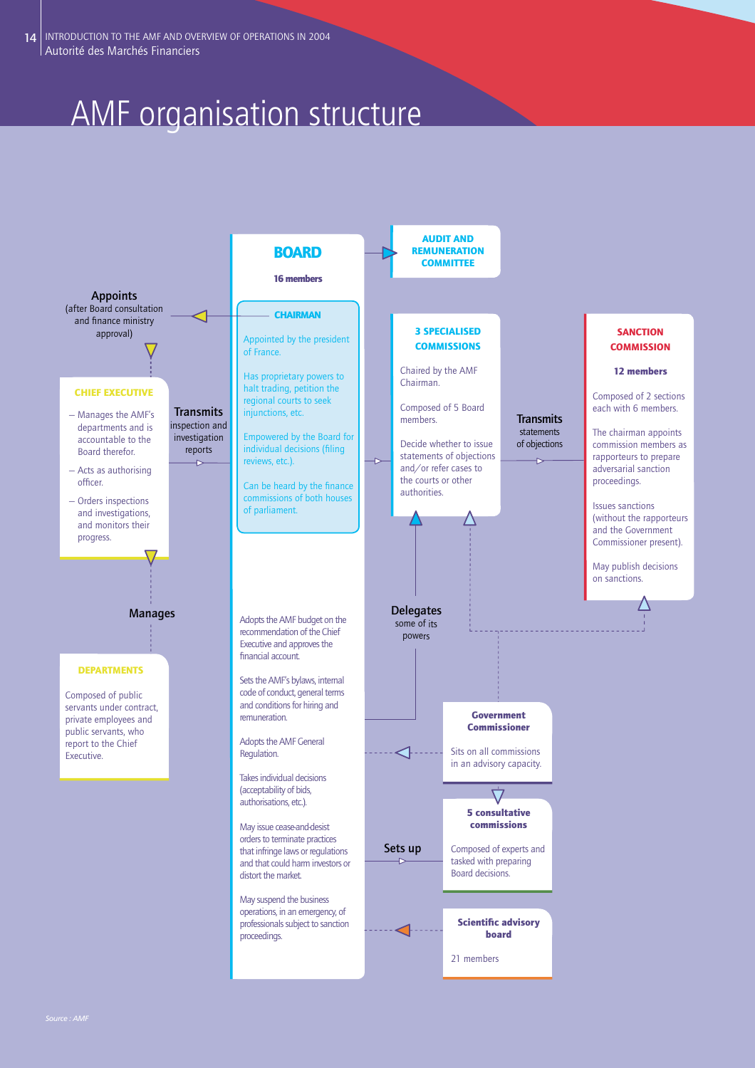# AMF organisation structure

## BOARD

**16 members**

### CHAIRMAN

Appointed by the president of France.

Has proprietary powers to halt trading, petition the regional courts to seek injunctions, etc.

Empowered by the Board for individual decisions (filing reviews, etc.).

Can be heard by the finance commissions of both houses of parliament.

Adopts the AMF budget on the recommendation of the Chief Executive and approves the financial account.

Sets the AMF's bylaws, internal code of conduct, general terms and conditions for hiring and remuneration.

Adopts the AMF General Regulation.

Takes individual decisions (acceptability of bids, authorisations, etc.).

May issue cease-and-desist orders to terminate practices that infringe laws or regulations and that could harm investors or distort the market.

May suspend the business operations, in an emergency, of professionals subject to sanction proceedings.

## AUDIT AND REMUNERATION COMMITTEE

**Appoints** (after Board consultation and finance ministry approval)

## CHIEF EXECUTIVE

- Manages the AMF's departments and is accountable to the Board therefor.
- Acts as authorising officer.
- Orders inspections and investigations, and monitors their progress.

**Transmits** inspection and investigation reports

**Manages**

## DEPARTMENTS

Composed of public servants under contract, private employees and public servants, who report to the Chief Executive.

## 3 SPECIALISED COMMISSIONS

Chaired by the AMF Chairman.

Composed of 5 Board members.

Decide whether to issue statements of objections and/or refer cases to the courts or other authorities.

**Transmits** statements of objections

**Delegates** some of its powers

## SANCTION COMMISSION

**12 members**

Composed of 2 sections each with 6 members.

The chairman appoints commission members as rapporteurs to prepare adversarial sanction proceedings.

Issues sanctions (without the rapporteurs and the Government Commissioner present).

May publish decisions on sanctions.

## Government Commissioner

Sits on all commissions in an advisory capacity.

**Sets up**

## 5 consultative commissions

Composed of experts and tasked with preparing Board decisions.

## Scientific advisory board

21 members

*Source : AMF*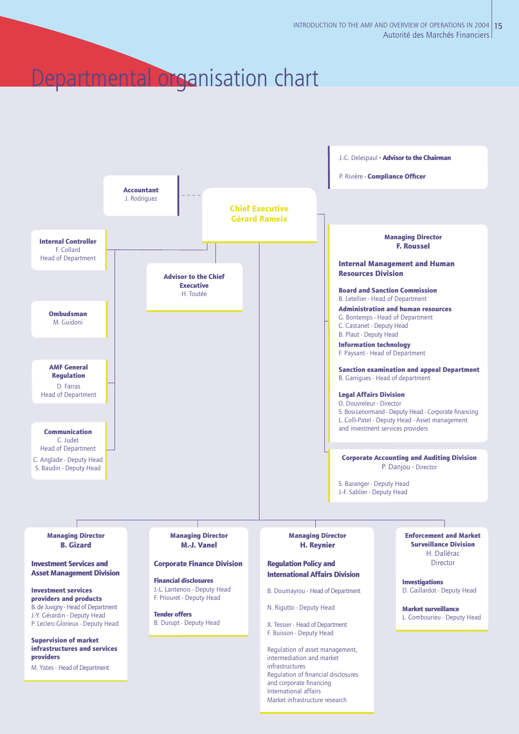# Departmental organisation chart

**Accountant**
J. Rodriguez

**Chief Executive**
**Gérard Rameix**

J.-C. Delespaul - **Advisor to the Chairman**

P. Rivière - **Compliance Officer**

**Internal Controller**
F. Collard
Head of Department

**Advisor to the Chief Executive**
H. Toutée

**Ombudsman**
M. Guidoni

**AMF General Regulation**
D. Farras
Head of Department

**Communication**
C. Judet
Head of Department
C. Anglade - Deputy Head
S. Baudin - Deputy Head

**Managing Director**
**F. Roussel**

**Internal Management and Human Resources Division**

**Board and Sanction Commission**
B. Letellier - Head of Department

**Administration and human resources**
G. Bontemps - Head of Department
C. Castanet - Deputy Head
B. Plaut - Deputy Head

**Information technology**
F. Paysant - Head of Department

**Sanction examination and appeal Department**
B. Garrigues - Head of department

**Legal Affairs Division**
O. Douvreleur - Director
S. Bosi-Lenormand - Deputy Head - Corporate financing
L. Colli-Patel - Deputy Head - Asset management and investment services providers

**Corporate Accounting and Auditing Division**
P. Danjou - Director

S. Baranger - Deputy Head
J.-F. Sablier - Deputy Head

**Managing Director**
**B. Gizard**

**Investment Services and Asset Management Division**

**Investment services providers and products**
B. de Juvigny - Head of Department
J.-Y. Gérardin - Deputy Head
P. Leclerc-Glorieux - Deputy Head

**Supervision of market infrastructures and services providers**
M. Yates - Head of Department

**Managing Director**
**M.-J. Vanel**

**Corporate Finance Division**

**Financial disclosures**
J.-L. Lantenois - Deputy Head
F. Priouret - Deputy Head

**Tender offers**
B. Durupt - Deputy Head

**Managing Director**
**H. Reynier**

**Regulation Policy and International Affairs Division**

B. Doumayrou - Head of Department

N. Rigutto - Deputy Head

X. Tessier - Head of Department
F. Buisson - Deputy Head

Regulation of asset management, intermediation and market infrastructures
Regulation of financial disclosures and corporate financing
International affairs
Market infrastructure research

**Enforcement and Market Surveillance Division**
H. Dallérac
Director

**Investigations**
D. Gaillardot - Deputy Head

**Market surveillance**
L. Combourieu - Deputy Head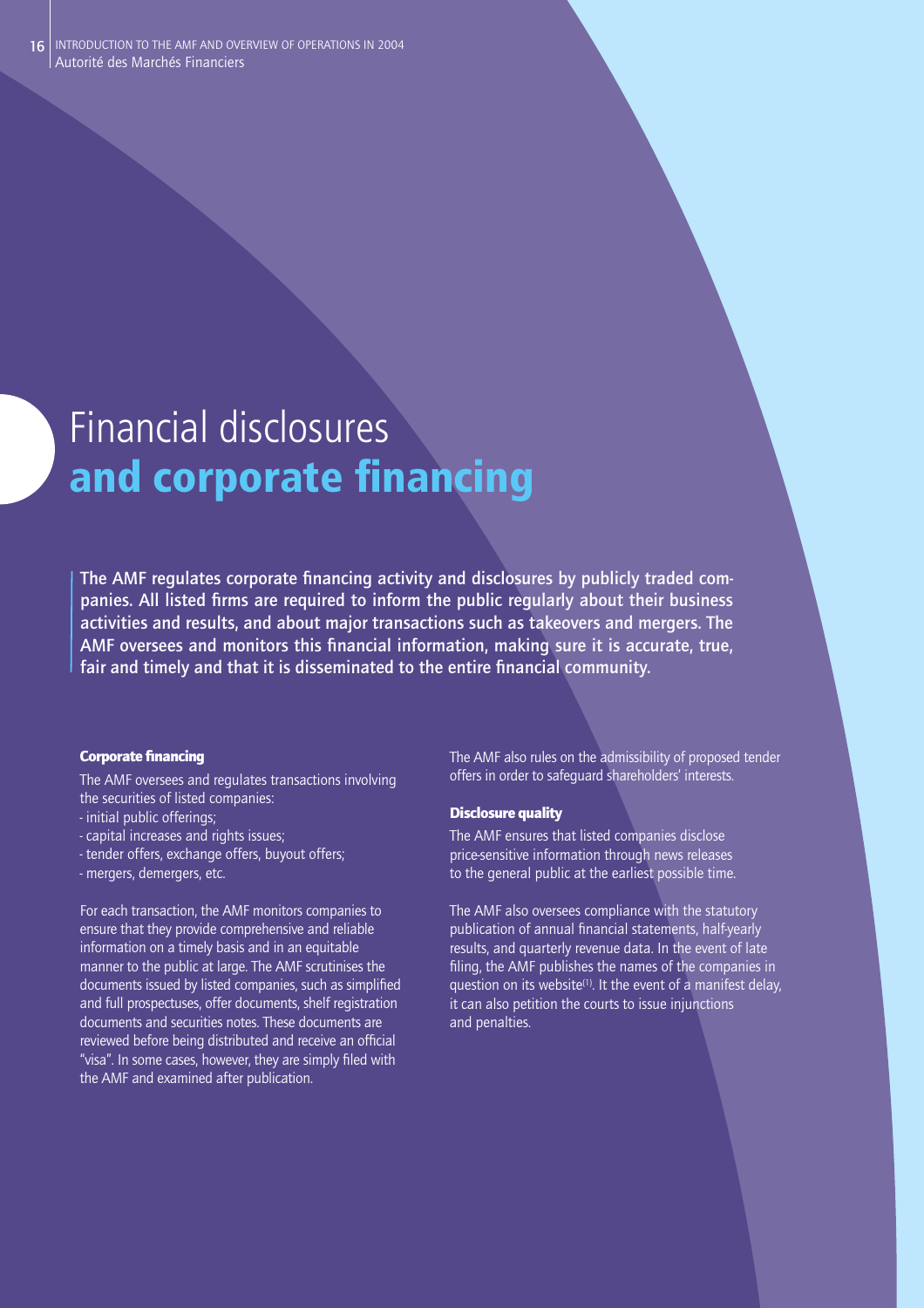# Financial disclosures **and corporate financing**

**The AMF regulates corporate financing activity and disclosures by publicly traded companies. All listed firms are required to inform the public regularly about their business activities and results, and about major transactions such as takeovers and mergers. The AMF oversees and monitors this financial information, making sure it is accurate, true, fair and timely and that it is disseminated to the entire financial community.**

#### Corporate financing

The AMF oversees and regulates transactions involving the securities of listed companies:

- initial public offerings;
- capital increases and rights issues;
- tender offers, exchange offers, buyout offers;
- mergers, demergers, etc.

For each transaction, the AMF monitors companies to ensure that they provide comprehensive and reliable information on a timely basis and in an equitable manner to the public at large. The AMF scrutinises the documents issued by listed companies, such as simplified and full prospectuses, offer documents, shelf registration documents and securities notes. These documents are reviewed before being distributed and receive an official "visa". In some cases, however, they are simply filed with the AMF and examined after publication.

The AMF also rules on the admissibility of proposed tender offers in order to safeguard shareholders' interests.

#### Disclosure quality

The AMF ensures that listed companies disclose price-sensitive information through news releases to the general public at the earliest possible time.

The AMF also oversees compliance with the statutory publication of annual financial statements, half-yearly results, and quarterly revenue data. In the event of late filing, the AMF publishes the names of the companies in question on its website[1]. It the event of a manifest delay, it can also petition the courts to issue injunctions and penalties.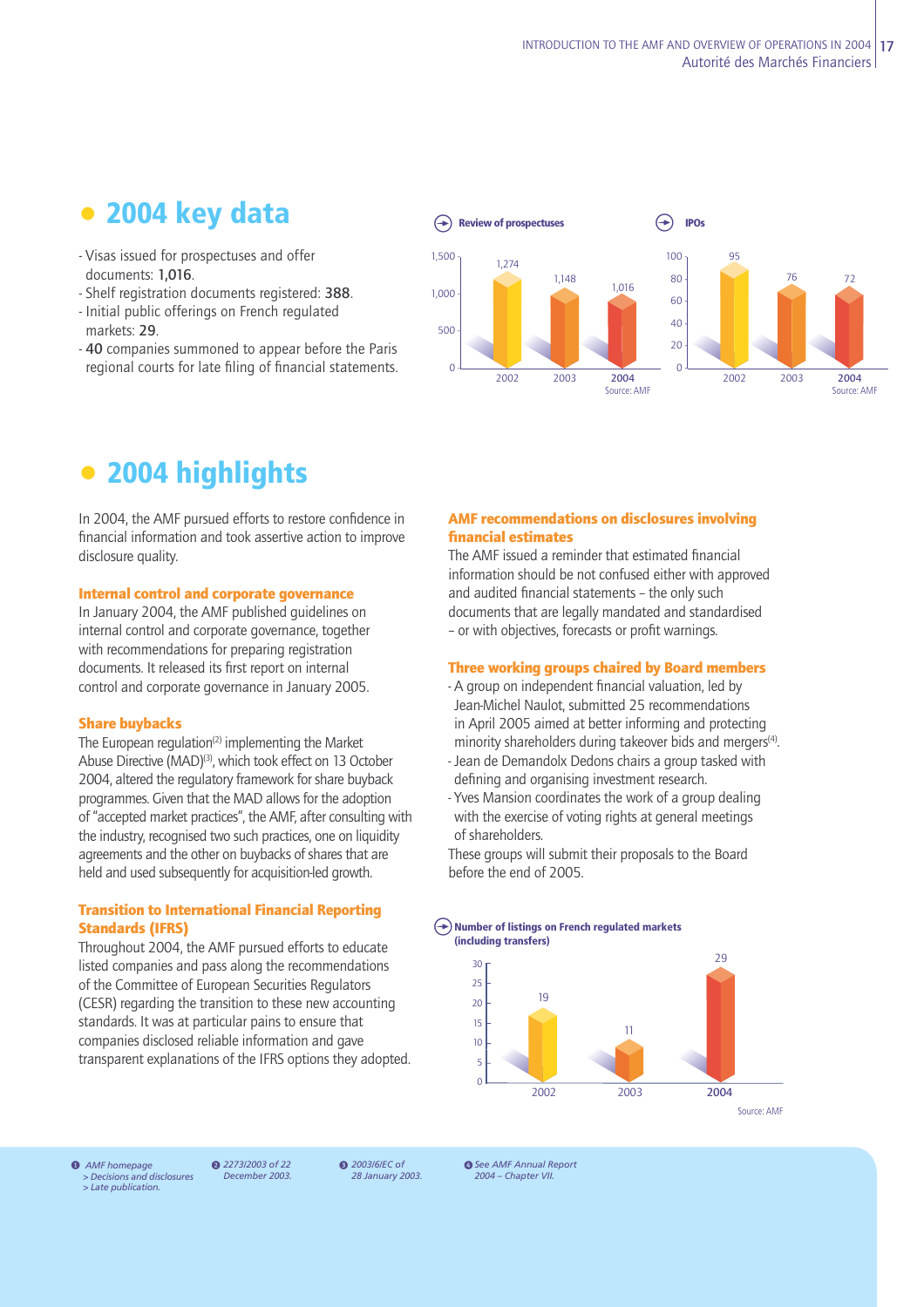## 2004 key data

- Visas issued for prospectuses and offer documents: **1,016**.
- Shelf registration documents registered: **388**.
- Initial public offerings on French regulated markets: **29**.
- **40** companies summoned to appear before the Paris regional courts for late filing of financial statements.

**Review of prospectuses**

| Year | Number |
|---|---|
| 2002 | 1,274 |
| 2003 | 1,148 |
| 2004 | 1,016 |

Source: AMF

**IPOs**

| Year | Number |
|---|---|
| 2002 | 95 |
| 2003 | 76 |
| 2004 | 72 |

Source: AMF

## 2004 highlights

In 2004, the AMF pursued efforts to restore confidence in financial information and took assertive action to improve disclosure quality.

### Internal control and corporate governance

In January 2004, the AMF published guidelines on internal control and corporate governance, together with recommendations for preparing registration documents. It released its first report on internal control and corporate governance in January 2005.

### Share buybacks

The European regulation[2] implementing the Market Abuse Directive (MAD)[3], which took effect on 13 October 2004, altered the regulatory framework for share buyback programmes. Given that the MAD allows for the adoption of "accepted market practices", the AMF, after consulting with the industry, recognised two such practices, one on liquidity agreements and the other on buybacks of shares that are held and used subsequently for acquisition-led growth.

### Transition to International Financial Reporting Standards (IFRS)

Throughout 2004, the AMF pursued efforts to educate listed companies and pass along the recommendations of the Committee of European Securities Regulators (CESR) regarding the transition to these new accounting standards. It was at particular pains to ensure that companies disclosed reliable information and gave transparent explanations of the IFRS options they adopted.

### AMF recommendations on disclosures involving financial estimates

The AMF issued a reminder that estimated financial information should be not confused either with approved and audited financial statements – the only such documents that are legally mandated and standardised – or with objectives, forecasts or profit warnings.

### Three working groups chaired by Board members

- A group on independent financial valuation, led by Jean-Michel Naulot, submitted 25 recommendations in April 2005 aimed at better informing and protecting minority shareholders during takeover bids and mergers[4].
- Jean de Demandolx Dedons chairs a group tasked with defining and organising investment research.
- Yves Mansion coordinates the work of a group dealing with the exercise of voting rights at general meetings of shareholders.

These groups will submit their proposals to the Board before the end of 2005.

**Number of listings on French regulated markets (including transfers)**

| Year | Number |
|---|---|
| 2002 | 19 |
| 2003 | 11 |
| 2004 | 29 |

Source: AMF

---

1. *AMF homepage > Decisions and disclosures > Late publication.*
2. *2273/2003 of 22 December 2003.*
3. *2003/6/EC of 28 January 2003.*
4. *See AMF Annual Report 2004 – Chapter VII.*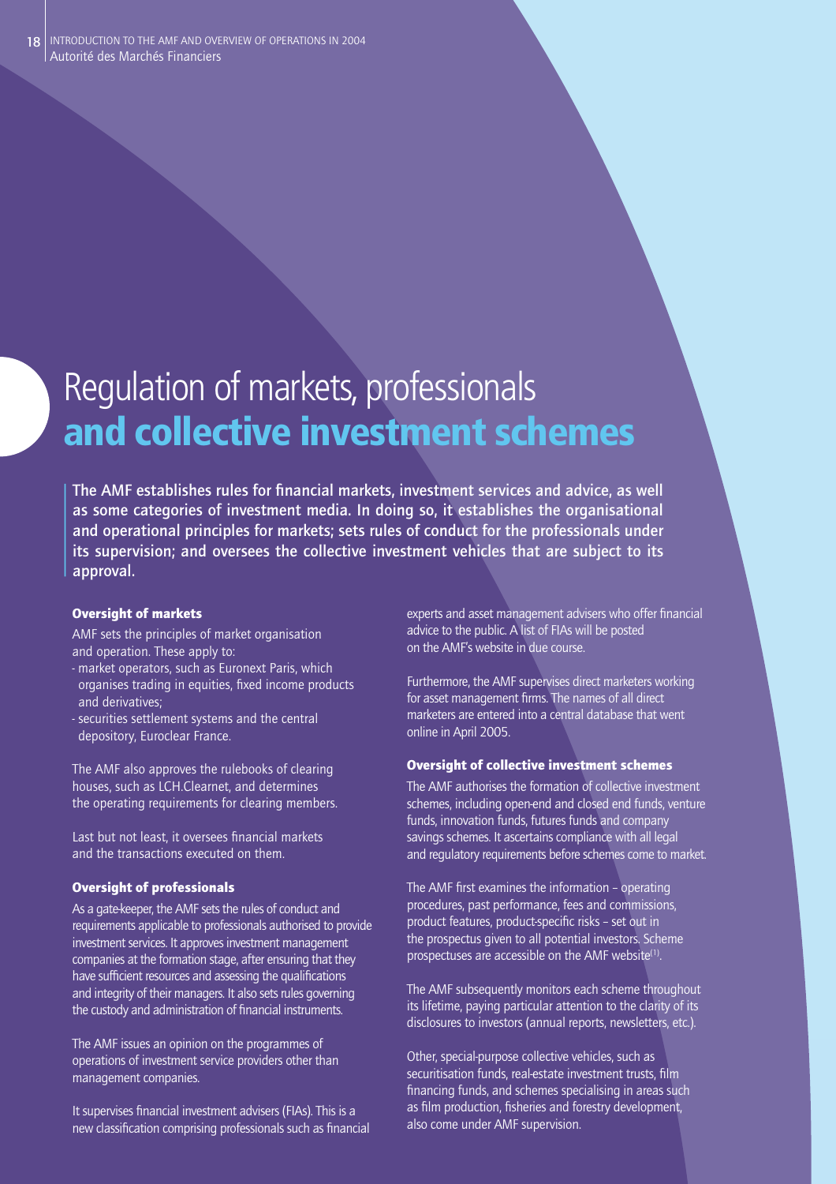# Regulation of markets, professionals **and collective investment schemes**

**The AMF establishes rules for financial markets, investment services and advice, as well as some categories of investment media. In doing so, it establishes the organisational and operational principles for markets; sets rules of conduct for the professionals under its supervision; and oversees the collective investment vehicles that are subject to its approval.**

### Oversight of markets

AMF sets the principles of market organisation and operation. These apply to:

- market operators, such as Euronext Paris, which organises trading in equities, fixed income products and derivatives;
- securities settlement systems and the central depository, Euroclear France.

The AMF also approves the rulebooks of clearing houses, such as LCH.Clearnet, and determines the operating requirements for clearing members.

Last but not least, it oversees financial markets and the transactions executed on them.

### Oversight of professionals

As a gate-keeper, the AMF sets the rules of conduct and requirements applicable to professionals authorised to provide investment services. It approves investment management companies at the formation stage, after ensuring that they have sufficient resources and assessing the qualifications and integrity of their managers. It also sets rules governing the custody and administration of financial instruments.

The AMF issues an opinion on the programmes of operations of investment service providers other than management companies.

It supervises financial investment advisers (FIAs). This is a new classification comprising professionals such as financial experts and asset management advisers who offer financial advice to the public. A list of FIAs will be posted on the AMF's website in due course.

Furthermore, the AMF supervises direct marketers working for asset management firms. The names of all direct marketers are entered into a central database that went online in April 2005.

### Oversight of collective investment schemes

The AMF authorises the formation of collective investment schemes, including open-end and closed end funds, venture funds, innovation funds, futures funds and company savings schemes. It ascertains compliance with all legal and regulatory requirements before schemes come to market.

The AMF first examines the information – operating procedures, past performance, fees and commissions, product features, product-specific risks – set out in the prospectus given to all potential investors. Scheme prospectuses are accessible on the AMF website[1].

The AMF subsequently monitors each scheme throughout its lifetime, paying particular attention to the clarity of its disclosures to investors (annual reports, newsletters, etc.).

Other, special-purpose collective vehicles, such as securitisation funds, real-estate investment trusts, film financing funds, and schemes specialising in areas such as film production, fisheries and forestry development, also come under AMF supervision.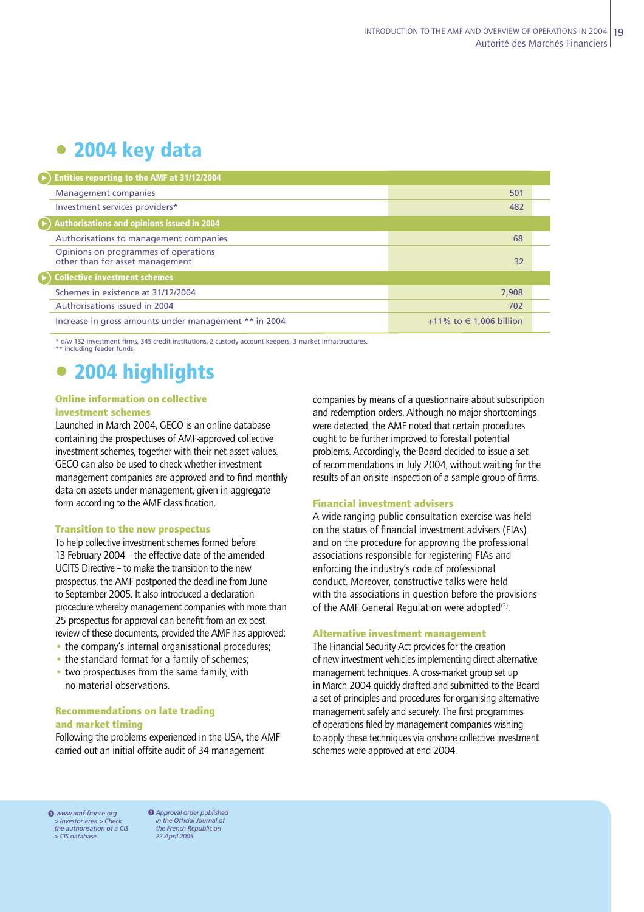# 2004 key data

| | |
|---|---|
| **Entities reporting to the AMF at 31/12/2004** | |
| Management companies | 501 |
| Investment services providers* | 482 |
| **Authorisations and opinions issued in 2004** | |
| Authorisations to management companies | 68 |
| Opinions on programmes of operations other than for asset management | 32 |
| **Collective investment schemes** | |
| Schemes in existence at 31/12/2004 | 7,908 |
| Authorisations issued in 2004 | 702 |
| Increase in gross amounts under management ** in 2004 | +11% to € 1,006 billion |

\* o/w 132 investment firms, 345 credit institutions, 2 custody account keepers, 3 market infrastructures.
\*\* including feeder funds.

# 2004 highlights

### Online information on collective investment schemes

Launched in March 2004, GECO is an online database containing the prospectuses of AMF-approved collective investment schemes, together with their net asset values. GECO can also be used to check whether investment management companies are approved and to find monthly data on assets under management, given in aggregate form according to the AMF classification.

### Transition to the new prospectus

To help collective investment schemes formed before 13 February 2004 – the effective date of the amended UCITS Directive – to make the transition to the new prospectus, the AMF postponed the deadline from June to September 2005. It also introduced a declaration procedure whereby management companies with more than 25 prospectus for approval can benefit from an ex post review of these documents, provided the AMF has approved:

- the company's internal organisational procedures;
- the standard format for a family of schemes;
- two prospectuses from the same family, with no material observations.

### Recommendations on late trading and market timing

Following the problems experienced in the USA, the AMF carried out an initial offsite audit of 34 management companies by means of a questionnaire about subscription and redemption orders. Although no major shortcomings were detected, the AMF noted that certain procedures ought to be further improved to forestall potential problems. Accordingly, the Board decided to issue a set of recommendations in July 2004, without waiting for the results of an on-site inspection of a sample group of firms.

### Financial investment advisers

A wide-ranging public consultation exercise was held on the status of financial investment advisers (FIAs) and on the procedure for approving the professional associations responsible for registering FIAs and enforcing the industry's code of professional conduct. Moreover, constructive talks were held with the associations in question before the provisions of the AMF General Regulation were adopted[2].

### Alternative investment management

The Financial Security Act provides for the creation of new investment vehicles implementing direct alternative management techniques. A cross-market group set up in March 2004 quickly drafted and submitted to the Board a set of principles and procedures for organising alternative management safely and securely. The first programmes of operations filed by management companies wishing to apply these techniques via onshore collective investment schemes were approved at end 2004.

---

*1 www.amf-france.org > Investor area > Check the authorisation of a CIS > CIS database.*

*2 Approval order published in the Official Journal of the French Republic on 22 April 2005.*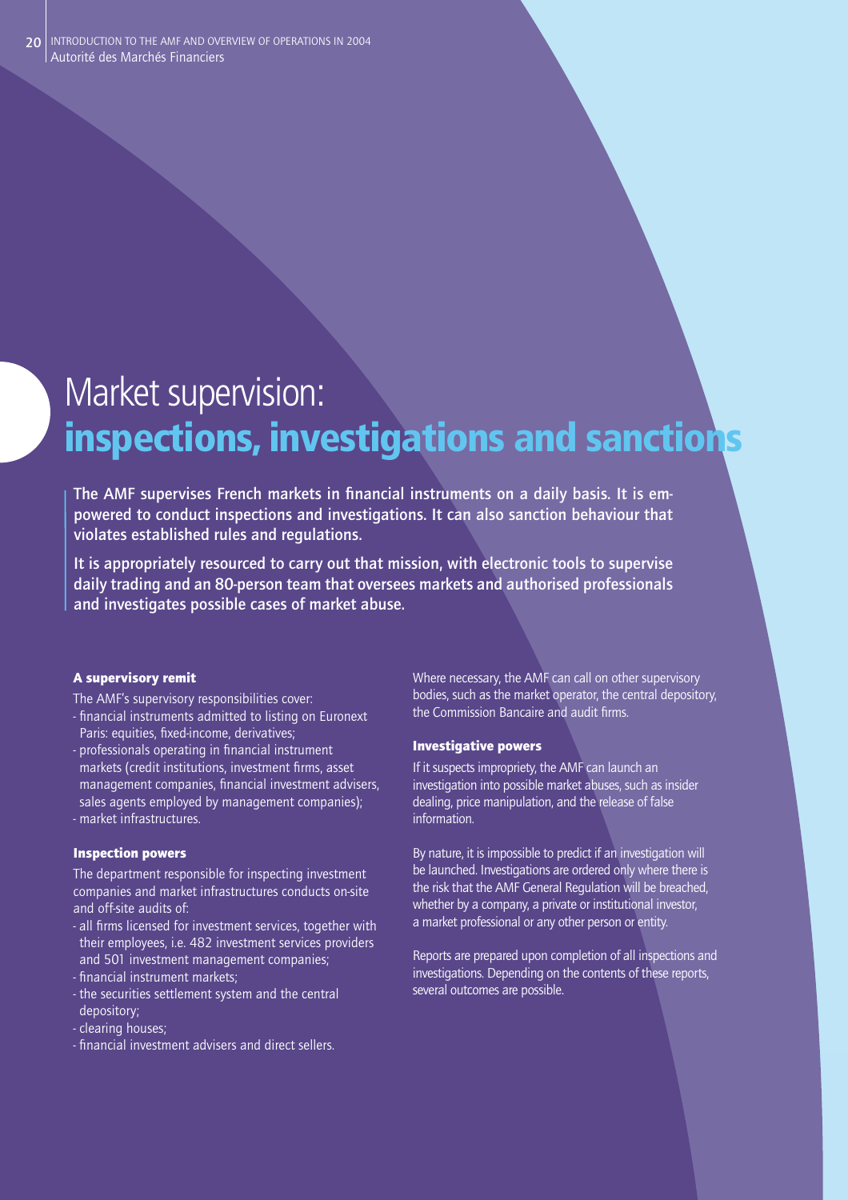# Market supervision: **inspections, investigations and sanctions**

**The AMF supervises French markets in financial instruments on a daily basis. It is empowered to conduct inspections and investigations. It can also sanction behaviour that violates established rules and regulations.**

**It is appropriately resourced to carry out that mission, with electronic tools to supervise daily trading and an 80-person team that oversees markets and authorised professionals and investigates possible cases of market abuse.**

### A supervisory remit

The AMF's supervisory responsibilities cover:

- financial instruments admitted to listing on Euronext Paris: equities, fixed-income, derivatives;
- professionals operating in financial instrument markets (credit institutions, investment firms, asset management companies, financial investment advisers, sales agents employed by management companies);
- market infrastructures.

### Inspection powers

The department responsible for inspecting investment companies and market infrastructures conducts on-site and off-site audits of:

- all firms licensed for investment services, together with their employees, i.e. 482 investment services providers and 501 investment management companies;
- financial instrument markets;
- the securities settlement system and the central depository;
- clearing houses;
- financial investment advisers and direct sellers.

Where necessary, the AMF can call on other supervisory bodies, such as the market operator, the central depository, the Commission Bancaire and audit firms.

### Investigative powers

If it suspects impropriety, the AMF can launch an investigation into possible market abuses, such as insider dealing, price manipulation, and the release of false information.

By nature, it is impossible to predict if an investigation will be launched. Investigations are ordered only where there is the risk that the AMF General Regulation will be breached, whether by a company, a private or institutional investor, a market professional or any other person or entity.

Reports are prepared upon completion of all inspections and investigations. Depending on the contents of these reports, several outcomes are possible.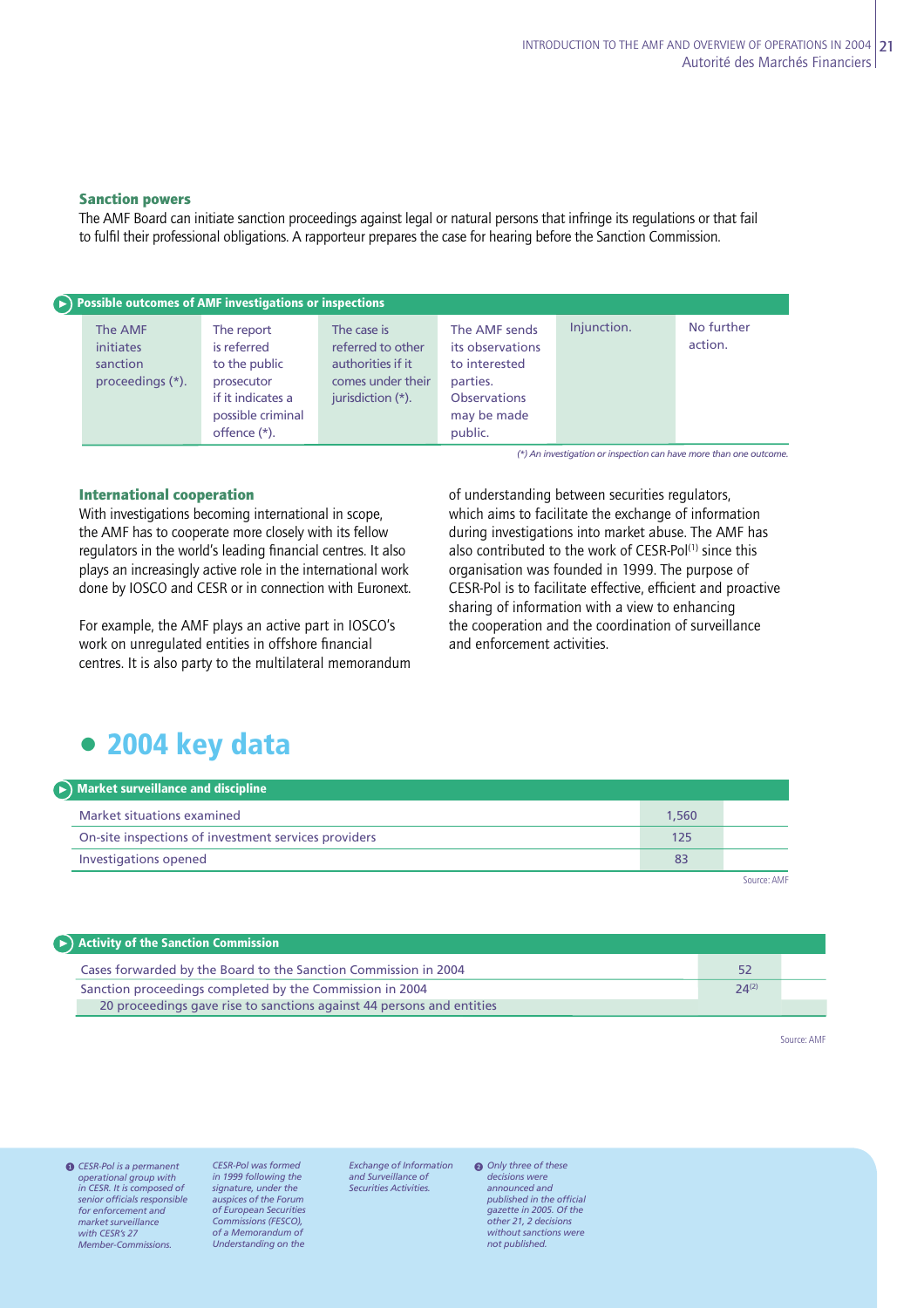### Sanction powers

The AMF Board can initiate sanction proceedings against legal or natural persons that infringe its regulations or that fail to fulfil their professional obligations. A rapporteur prepares the case for hearing before the Sanction Commission.

**Possible outcomes of AMF investigations or inspections**

| The AMF initiates sanction proceedings (*). | The report is referred to the public prosecutor if it indicates a possible criminal offence (*). | The case is referred to other authorities if it comes under their jurisdiction (*). | The AMF sends its observations to interested parties. Observations may be made public. | Injunction. | No further action. |
|---|---|---|---|---|---|

*(*) An investigation or inspection can have more than one outcome.*

### International cooperation

With investigations becoming international in scope, the AMF has to cooperate more closely with its fellow regulators in the world's leading financial centres. It also plays an increasingly active role in the international work done by IOSCO and CESR or in connection with Euronext.

For example, the AMF plays an active part in IOSCO's work on unregulated entities in offshore financial centres. It is also party to the multilateral memorandum of understanding between securities regulators, which aims to facilitate the exchange of information during investigations into market abuse. The AMF has also contributed to the work of CESR-Pol[1] since this organisation was founded in 1999. The purpose of CESR-Pol is to facilitate effective, efficient and proactive sharing of information with a view to enhancing the cooperation and the coordination of surveillance and enforcement activities.

## 2004 key data

**Market surveillance and discipline**

| | |
|---|---|
| Market situations examined | 1,560 |
| On-site inspections of investment services providers | 125 |
| Investigations opened | 83 |

Source: AMF

**Activity of the Sanction Commission**

| | |
|---|---|
| Cases forwarded by the Board to the Sanction Commission in 2004 | 52 |
| Sanction proceedings completed by the Commission in 2004 | 24[2] |
| 20 proceedings gave rise to sanctions against 44 persons and entities | |

Source: AMF

*[1] CESR-Pol is a permanent operational group with in CESR. It is composed of senior officials responsible for enforcement and market surveillance with CESR's 27 Member-Commissions. CESR-Pol was formed in 1999 following the signature, under the auspices of the Forum of European Securities Commissions (FESCO), of a Memorandum of Understanding on the Exchange of Information and Surveillance of Securities Activities.*

*[2] Only three of these decisions were announced and published in the official gazette in 2005. Of the other 21, 2 decisions without sanctions were not published.*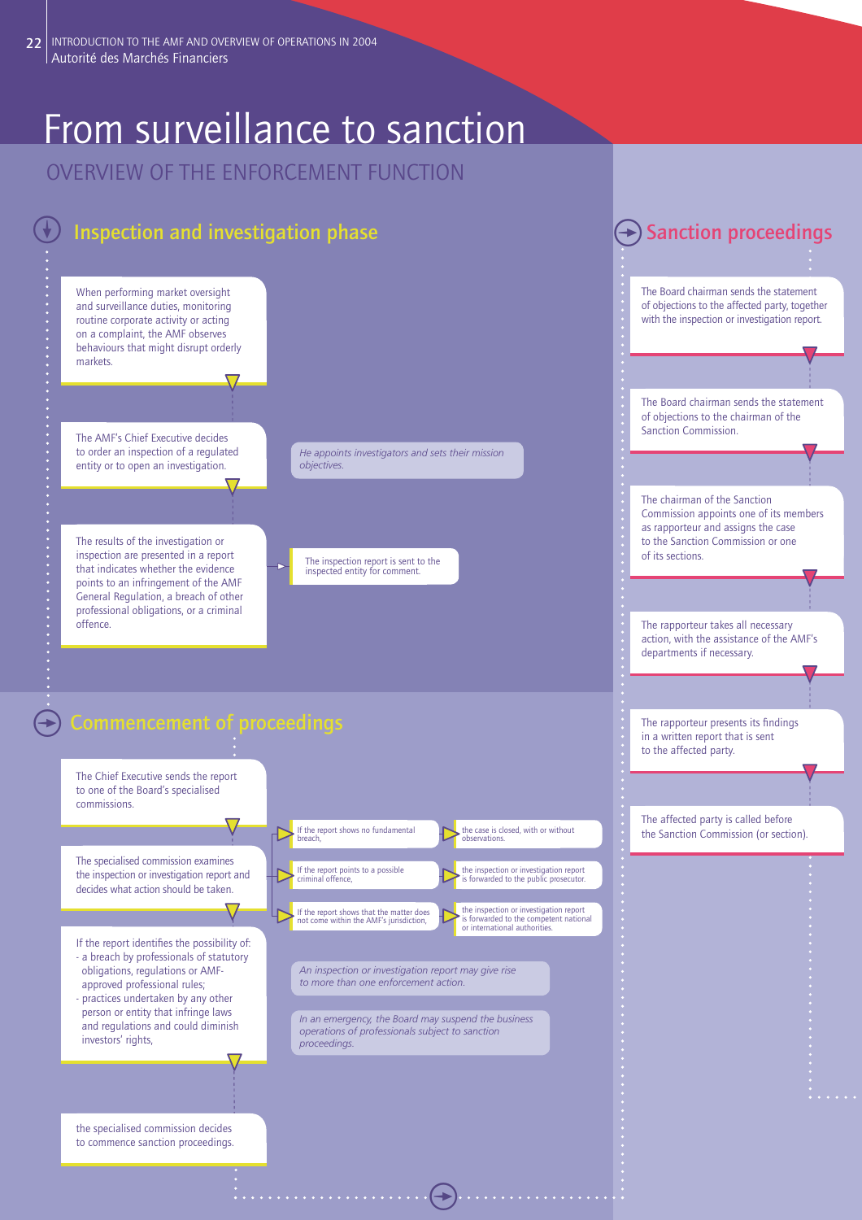# From surveillance to sanction

## OVERVIEW OF THE ENFORCEMENT FUNCTION

### Inspection and investigation phase

When performing market oversight and surveillance duties, monitoring routine corporate activity or acting on a complaint, the AMF observes behaviours that might disrupt orderly markets.

The AMF's Chief Executive decides to order an inspection of a regulated entity or to open an investigation.

*He appoints investigators and sets their mission objectives.*

The results of the investigation or inspection are presented in a report that indicates whether the evidence points to an infringement of the AMF General Regulation, a breach of other professional obligations, or a criminal offence.

The inspection report is sent to the inspected entity for comment.

### Commencement of proceedings

The Chief Executive sends the report to one of the Board's specialised commissions.

The specialised commission examines the inspection or investigation report and decides what action should be taken.

- If the report shows no fundamental breach, → the case is closed, with or without observations.
- If the report points to a possible criminal offence, → the inspection or investigation report is forwarded to the public prosecutor.
- If the report shows that the matter does not come within the AMF's jurisdiction, → the inspection or investigation report is forwarded to the competent national or international authorities.

*An inspection or investigation report may give rise to more than one enforcement action.*

*In an emergency, the Board may suspend the business operations of professionals subject to sanction proceedings.*

If the report identifies the possibility of:
- a breach by professionals of statutory obligations, regulations or AMF-approved professional rules;
- practices undertaken by any other person or entity that infringe laws and regulations and could diminish investors' rights,

the specialised commission decides to commence sanction proceedings.

### Sanction proceedings

The Board chairman sends the statement of objections to the affected party, together with the inspection or investigation report.

The Board chairman sends the statement of objections to the chairman of the Sanction Commission.

The chairman of the Sanction Commission appoints one of its members as rapporteur and assigns the case to the Sanction Commission or one of its sections.

The rapporteur takes all necessary action, with the assistance of the AMF's departments if necessary.

The rapporteur presents its findings in a written report that is sent to the affected party.

The affected party is called before the Sanction Commission (or section).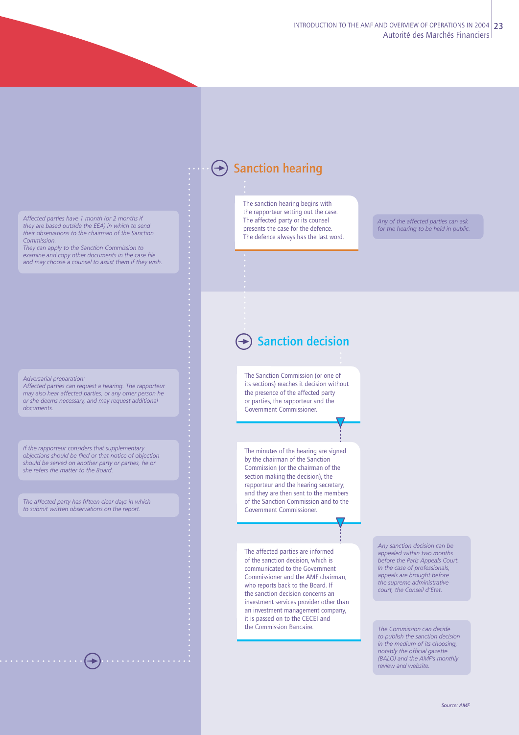Affected parties have 1 month (or 2 months if they are based outside the EEA) in which to send their observations to the chairman of the Sanction Commission.
They can apply to the Sanction Commission to examine and copy other documents in the case file and may choose a counsel to assist them if they wish.

*Adversarial preparation:*
*Affected parties can request a hearing. The rapporteur may also hear affected parties, or any other person he or she deems necessary, and may request additional documents.*

*If the rapporteur considers that supplementary objections should be filed or that notice of objection should be served on another party or parties, he or she refers the matter to the Board.*

*The affected party has fifteen clear days in which to submit written observations on the report.*

## Sanction hearing

The sanction hearing begins with the rapporteur setting out the case. The affected party or its counsel presents the case for the defence. The defence always has the last word.

*Any of the affected parties can ask for the hearing to be held in public.*

## Sanction decision

The Sanction Commission (or one of its sections) reaches it decision without the presence of the affected party or parties, the rapporteur and the Government Commissioner.

The minutes of the hearing are signed by the chairman of the Sanction Commission (or the chairman of the section making the decision), the rapporteur and the hearing secretary; and they are then sent to the members of the Sanction Commission and to the Government Commissioner.

The affected parties are informed of the sanction decision, which is communicated to the Government Commissioner and the AMF chairman, who reports back to the Board. If the sanction decision concerns an investment services provider other than an investment management company, it is passed on to the CECEI and the Commission Bancaire.

*Any sanction decision can be appealed within two months before the Paris Appeals Court. In the case of professionals, appeals are brought before the supreme administrative court, the Conseil d'Etat.*

*The Commission can decide to publish the sanction decision in the medium of its choosing, notably the official gazette (BALO) and the AMF's monthly review and website.*

*Source: AMF*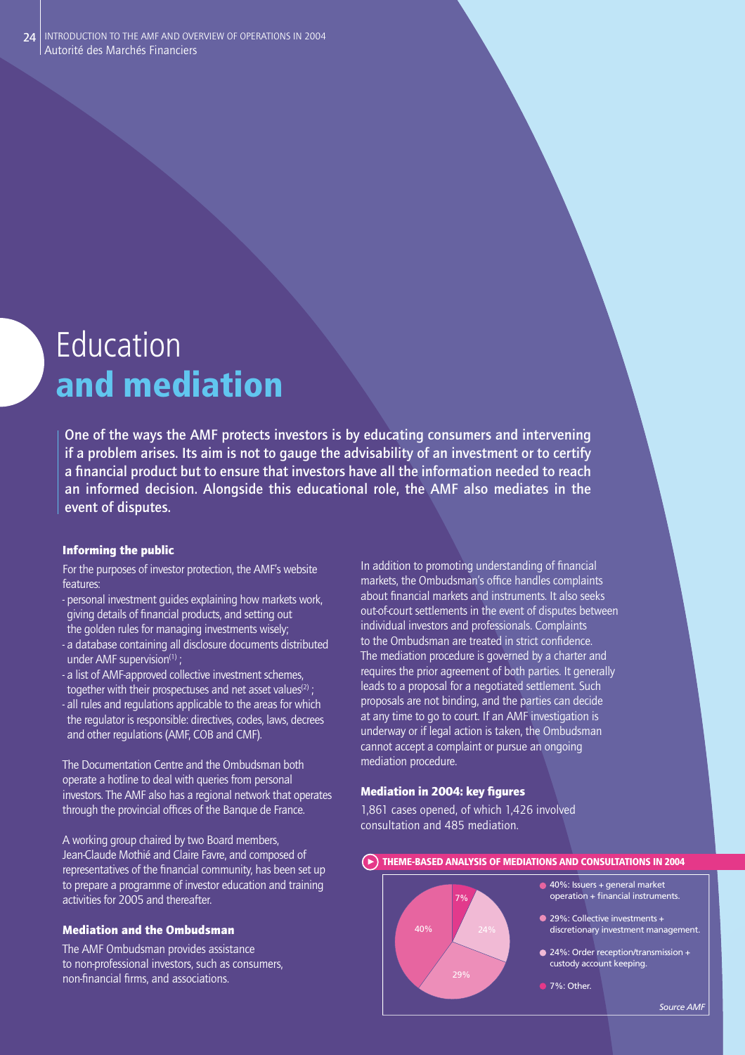# Education **and mediation**

**One of the ways the AMF protects investors is by educating consumers and intervening if a problem arises. Its aim is not to gauge the advisability of an investment or to certify a financial product but to ensure that investors have all the information needed to reach an informed decision. Alongside this educational role, the AMF also mediates in the event of disputes.**

### Informing the public

For the purposes of investor protection, the AMF's website features:

- personal investment guides explaining how markets work, giving details of financial products, and setting out the golden rules for managing investments wisely;
- a database containing all disclosure documents distributed under AMF supervision[1] ;
- a list of AMF-approved collective investment schemes, together with their prospectuses and net asset values[2] ;
- all rules and regulations applicable to the areas for which the regulator is responsible: directives, codes, laws, decrees and other regulations (AMF, COB and CMF).

The Documentation Centre and the Ombudsman both operate a hotline to deal with queries from personal investors. The AMF also has a regional network that operates through the provincial offices of the Banque de France.

A working group chaired by two Board members, Jean-Claude Mothié and Claire Favre, and composed of representatives of the financial community, has been set up to prepare a programme of investor education and training activities for 2005 and thereafter.

### Mediation and the Ombudsman

The AMF Ombudsman provides assistance to non-professional investors, such as consumers, non-financial firms, and associations.

In addition to promoting understanding of financial markets, the Ombudsman's office handles complaints about financial markets and instruments. It also seeks out-of-court settlements in the event of disputes between individual investors and professionals. Complaints to the Ombudsman are treated in strict confidence. The mediation procedure is governed by a charter and requires the prior agreement of both parties. It generally leads to a proposal for a negotiated settlement. Such proposals are not binding, and the parties can decide at any time to go to court. If an AMF investigation is underway or if legal action is taken, the Ombudsman cannot accept a complaint or pursue an ongoing mediation procedure.

### Mediation in 2004: key figures

1,861 cases opened, of which 1,426 involved consultation and 485 mediation.

**THEME-BASED ANALYSIS OF MEDIATIONS AND CONSULTATIONS IN 2004**

- 40%: Issuers + general market operation + financial instruments.
- 29%: Collective investments + discretionary investment management.
- 24%: Order reception/transmission + custody account keeping.
- 7%: Other.

*Source AMF*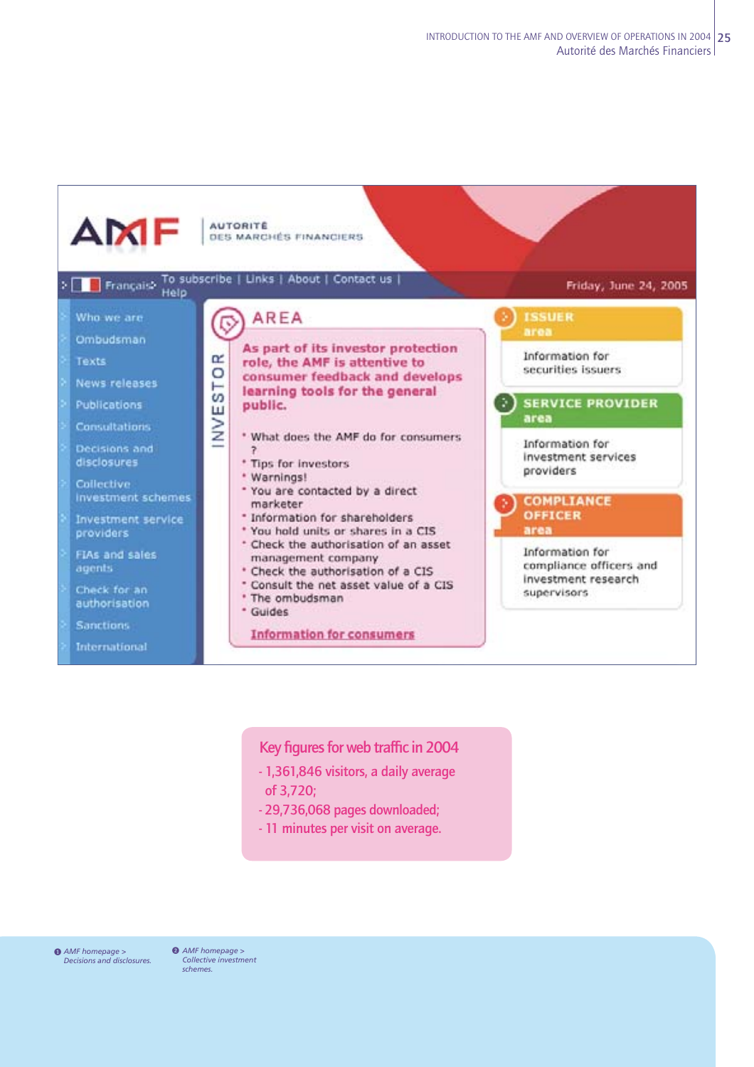AMF | AUTORITÉ DES MARCHÉS FINANCIERS

Français | To subscribe | Links | About | Contact us | Help

Friday, June 24, 2005

- Who we are
- Ombudsman
- Texts
- News releases
- Publications
- Consultations
- Decisions and disclosures
- Collective investment schemes
- Investment service providers
- FIAs and sales agents
- Check for an authorisation
- Sanctions
- International

INVESTOR AREA

**As part of its investor protection role, the AMF is attentive to consumer feedback and develops learning tools for the general public.**

- What does the AMF do for consumers ?
- Tips for investors
- Warnings!
- You are contacted by a direct marketer
- Information for shareholders
- You hold units or shares in a CIS
- Check the authorisation of an asset management company
- Check the authorisation of a CIS
- Consult the net asset value of a CIS
- The ombudsman
- Guides

**Information for consumers**

**ISSUER area**

Information for securities issuers

**SERVICE PROVIDER area**

Information for investment services providers

**COMPLIANCE OFFICER area**

Information for compliance officers and investment research supervisors

## Key figures for web traffic in 2004

- 1,361,846 visitors, a daily average of 3,720;
- 29,736,068 pages downloaded;
- 11 minutes per visit on average.

❶ *AMF homepage > Decisions and disclosures.*

❷ *AMF homepage > Collective investment schemes.*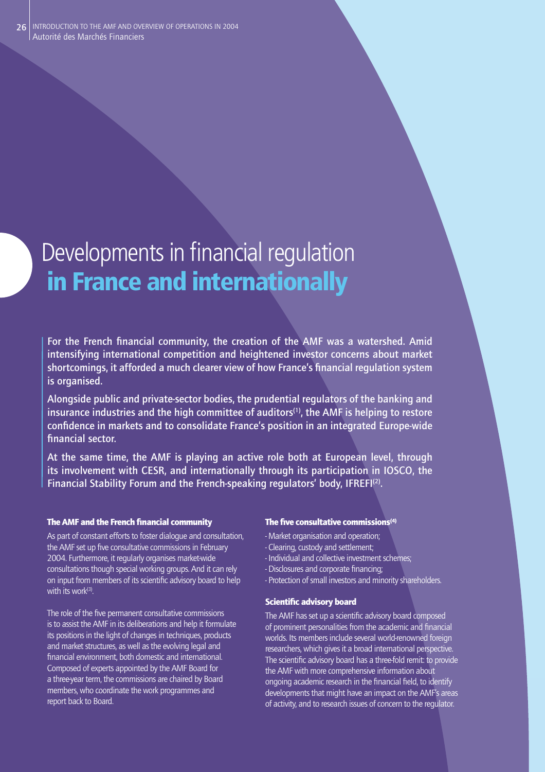# Developments in financial regulation **in France and internationally**

**For the French financial community, the creation of the AMF was a watershed. Amid intensifying international competition and heightened investor concerns about market shortcomings, it afforded a much clearer view of how France's financial regulation system is organised.**

**Alongside public and private-sector bodies, the prudential regulators of the banking and insurance industries and the high committee of auditors[1], the AMF is helping to restore confidence in markets and to consolidate France's position in an integrated Europe-wide financial sector.**

**At the same time, the AMF is playing an active role both at European level, through its involvement with CESR, and internationally through its participation in IOSCO, the Financial Stability Forum and the French-speaking regulators' body, IFREFI[2].**

### The AMF and the French financial community

As part of constant efforts to foster dialogue and consultation, the AMF set up five consultative commissions in February 2004. Furthermore, it regularly organises market-wide consultations though special working groups. And it can rely on input from members of its scientific advisory board to help with its work[3].

The role of the five permanent consultative commissions is to assist the AMF in its deliberations and help it formulate its positions in the light of changes in techniques, products and market structures, as well as the evolving legal and financial environment, both domestic and international. Composed of experts appointed by the AMF Board for a three-year term, the commissions are chaired by Board members, who coordinate the work programmes and report back to Board.

### The five consultative commissions[4]

- Market organisation and operation;
- Clearing, custody and settlement;
- Individual and collective investment schemes;
- Disclosures and corporate financing;
- Protection of small investors and minority shareholders.

### Scientific advisory board

The AMF has set up a scientific advisory board composed of prominent personalities from the academic and financial worlds. Its members include several world-renowned foreign researchers, which gives it a broad international perspective. The scientific advisory board has a three-fold remit: to provide the AMF with more comprehensive information about ongoing academic research in the financial field, to identify developments that might have an impact on the AMF's areas of activity, and to research issues of concern to the regulator.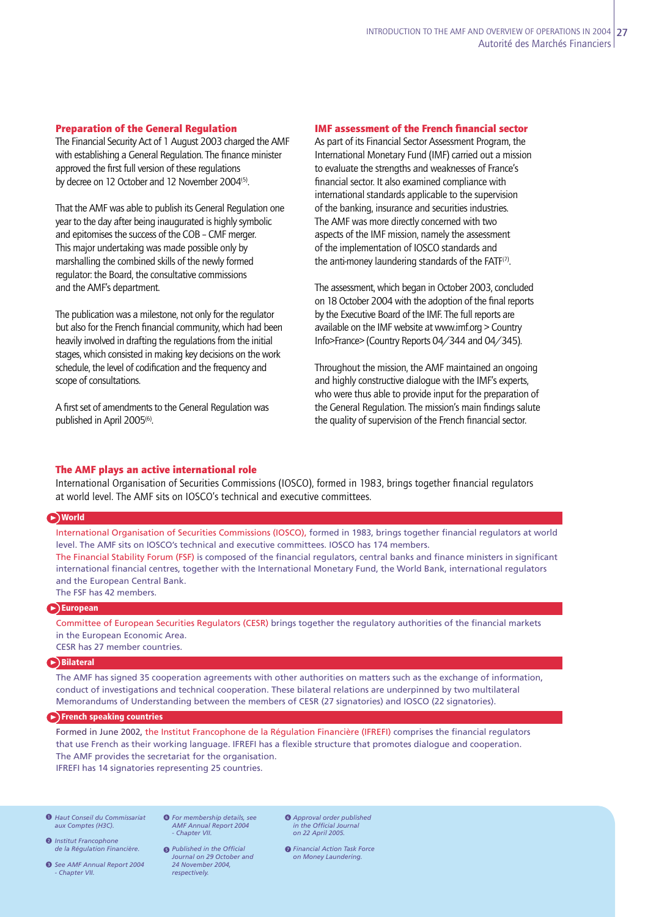### Preparation of the General Regulation

The Financial Security Act of 1 August 2003 charged the AMF with establishing a General Regulation. The finance minister approved the first full version of these regulations by decree on 12 October and 12 November 2004[5].

That the AMF was able to publish its General Regulation one year to the day after being inaugurated is highly symbolic and epitomises the success of the COB – CMF merger. This major undertaking was made possible only by marshalling the combined skills of the newly formed regulator: the Board, the consultative commissions and the AMF's department.

The publication was a milestone, not only for the regulator but also for the French financial community, which had been heavily involved in drafting the regulations from the initial stages, which consisted in making key decisions on the work schedule, the level of codification and the frequency and scope of consultations.

A first set of amendments to the General Regulation was published in April 2005[6].

### IMF assessment of the French financial sector

As part of its Financial Sector Assessment Program, the International Monetary Fund (IMF) carried out a mission to evaluate the strengths and weaknesses of France's financial sector. It also examined compliance with international standards applicable to the supervision of the banking, insurance and securities industries. The AMF was more directly concerned with two aspects of the IMF mission, namely the assessment of the implementation of IOSCO standards and the anti-money laundering standards of the FATF[7].

The assessment, which began in October 2003, concluded on 18 October 2004 with the adoption of the final reports by the Executive Board of the IMF. The full reports are available on the IMF website at www.imf.org > Country Info>France> (Country Reports 04/344 and 04/345).

Throughout the mission, the AMF maintained an ongoing and highly constructive dialogue with the IMF's experts, who were thus able to provide input for the preparation of the General Regulation. The mission's main findings salute the quality of supervision of the French financial sector.

### The AMF plays an active international role

International Organisation of Securities Commissions (IOSCO), formed in 1983, brings together financial regulators at world level. The AMF sits on IOSCO's technical and executive committees.

**World**

International Organisation of Securities Commissions (IOSCO), formed in 1983, brings together financial regulators at world level. The AMF sits on IOSCO's technical and executive committees. IOSCO has 174 members.

The Financial Stability Forum (FSF) is composed of the financial regulators, central banks and finance ministers in significant international financial centres, together with the International Monetary Fund, the World Bank, international regulators and the European Central Bank.

The FSF has 42 members.

**European**

Committee of European Securities Regulators (CESR) brings together the regulatory authorities of the financial markets in the European Economic Area.

CESR has 27 member countries.

**Bilateral**

The AMF has signed 35 cooperation agreements with other authorities on matters such as the exchange of information, conduct of investigations and technical cooperation. These bilateral relations are underpinned by two multilateral Memorandums of Understanding between the members of CESR (27 signatories) and IOSCO (22 signatories).

**French speaking countries**

Formed in June 2002, the Institut Francophone de la Régulation Financière (IFREFI) comprises the financial regulators that use French as their working language. IFREFI has a flexible structure that promotes dialogue and cooperation. The AMF provides the secretariat for the organisation.

IFREFI has 14 signatories representing 25 countries.

---

1. *Haut Conseil du Commissariat aux Comptes (H3C).*
2. *Institut Francophone de la Régulation Financière.*
3. *See AMF Annual Report 2004 - Chapter VII.*
4. *For membership details, see AMF Annual Report 2004 - Chapter VII.*
5. *Published in the Official Journal on 29 October and 24 November 2004, respectively.*
6. *Approval order published in the Official Journal on 22 April 2005.*
7. *Financial Action Task Force on Money Laundering.*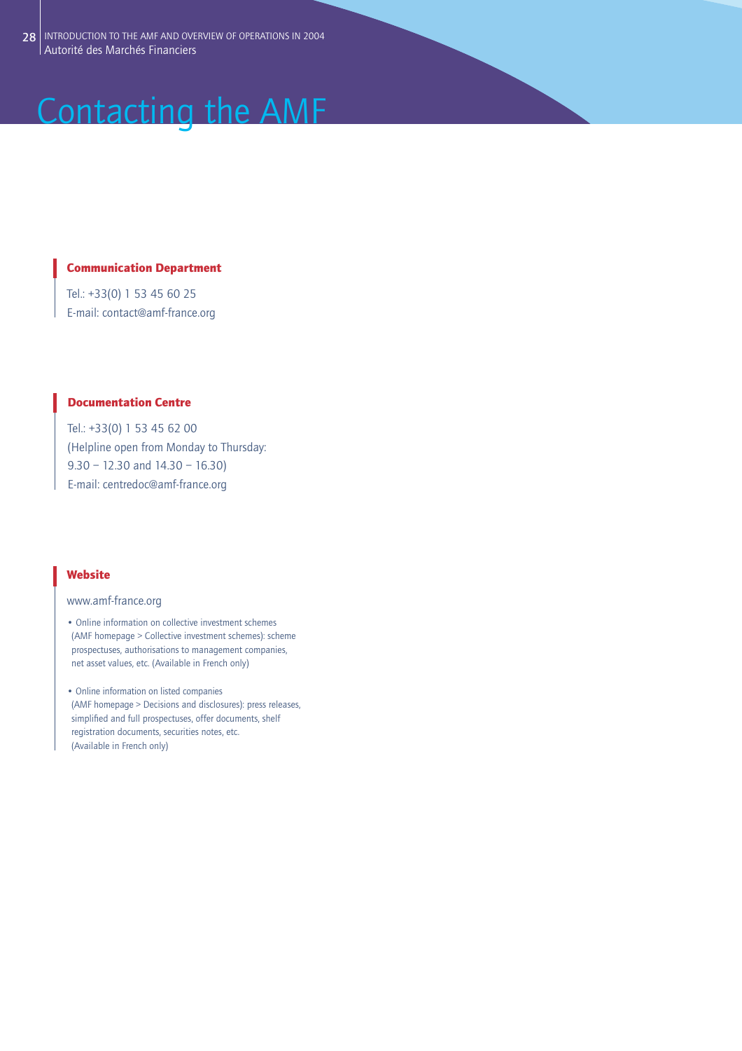# Contacting the AMF

## Communication Department

Tel.: +33(0) 1 53 45 60 25
E-mail: contact@amf-france.org

## Documentation Centre

Tel.: +33(0) 1 53 45 62 00
(Helpline open from Monday to Thursday:
9.30 – 12.30 and 14.30 – 16.30)
E-mail: centredoc@amf-france.org

## Website

www.amf-france.org

- Online information on collective investment schemes (AMF homepage > Collective investment schemes): scheme prospectuses, authorisations to management companies, net asset values, etc. (Available in French only)

- Online information on listed companies (AMF homepage > Decisions and disclosures): press releases, simplified and full prospectuses, offer documents, shelf registration documents, securities notes, etc. (Available in French only)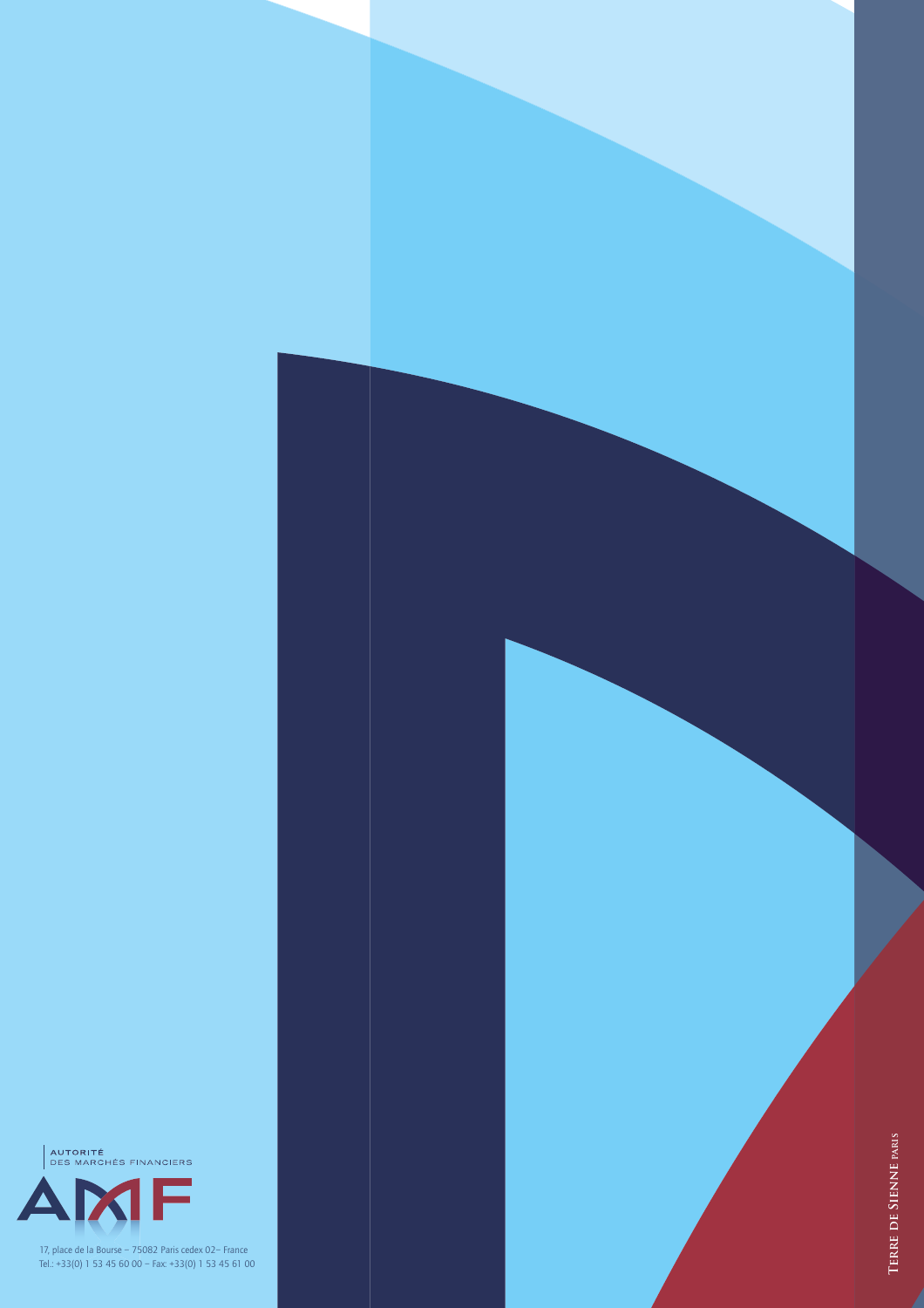AUTORITÉ
DES MARCHÉS FINANCIERS

AMF

17, place de la Bourse – 75082 Paris cedex 02– France
Tel.: +33(0) 1 53 45 60 00 – Fax: +33(0) 1 53 45 61 00

TERRE DE SIENNE PARIS